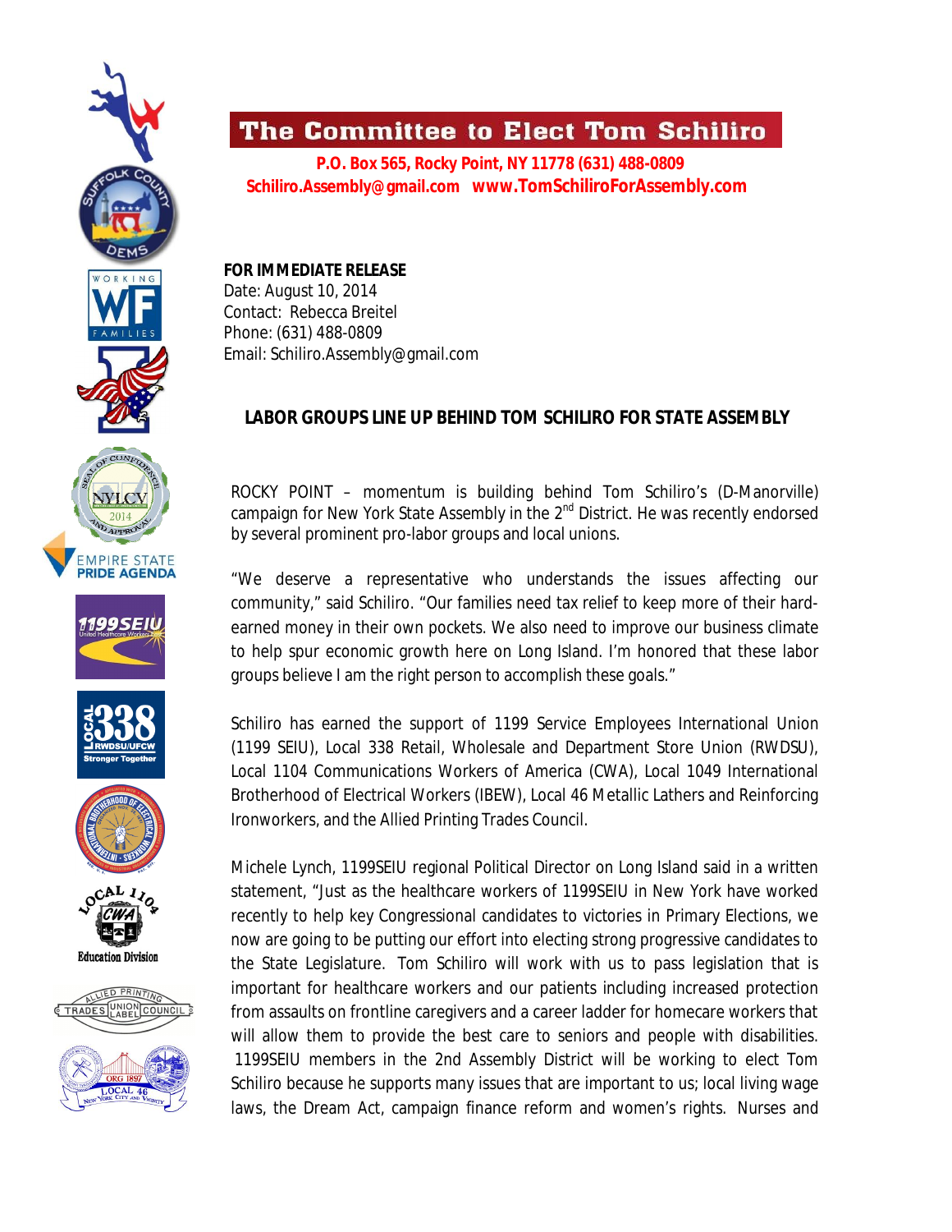# The Committee to Elect Tom Schiliro

**P.O. Box 565, Rocky Point, NY 11778 (631) 488-0809**
**Schiliro.Assembly@gmail.com www.TomSchiliroForAssembly.com**

**FOR IMMEDIATE RELEASE**
Date: August 10, 2014
Contact: Rebecca Breitel
Phone: (631) 488-0809
Email: Schiliro.Assembly@gmail.com

## LABOR GROUPS LINE UP BEHIND TOM SCHILIRO FOR STATE ASSEMBLY

ROCKY POINT – momentum is building behind Tom Schiliro's (D-Manorville) campaign for New York State Assembly in the 2nd District. He was recently endorsed by several prominent pro-labor groups and local unions.

"We deserve a representative who understands the issues affecting our community," said Schiliro. "Our families need tax relief to keep more of their hard-earned money in their own pockets. We also need to improve our business climate to help spur economic growth here on Long Island. I'm honored that these labor groups believe I am the right person to accomplish these goals."

Schiliro has earned the support of 1199 Service Employees International Union (1199 SEIU), Local 338 Retail, Wholesale and Department Store Union (RWDSU), Local 1104 Communications Workers of America (CWA), Local 1049 International Brotherhood of Electrical Workers (IBEW), Local 46 Metallic Lathers and Reinforcing Ironworkers, and the Allied Printing Trades Council.

Michele Lynch, 1199SEIU regional Political Director on Long Island said in a written statement, "Just as the healthcare workers of 1199SEIU in New York have worked recently to help key Congressional candidates to victories in Primary Elections, we now are going to be putting our effort into electing strong progressive candidates to the State Legislature. Tom Schiliro will work with us to pass legislation that is important for healthcare workers and our patients including increased protection from assaults on frontline caregivers and a career ladder for homecare workers that will allow them to provide the best care to seniors and people with disabilities. 1199SEIU members in the 2nd Assembly District will be working to elect Tom Schiliro because he supports many issues that are important to us; local living wage laws, the Dream Act, campaign finance reform and women's rights. Nurses and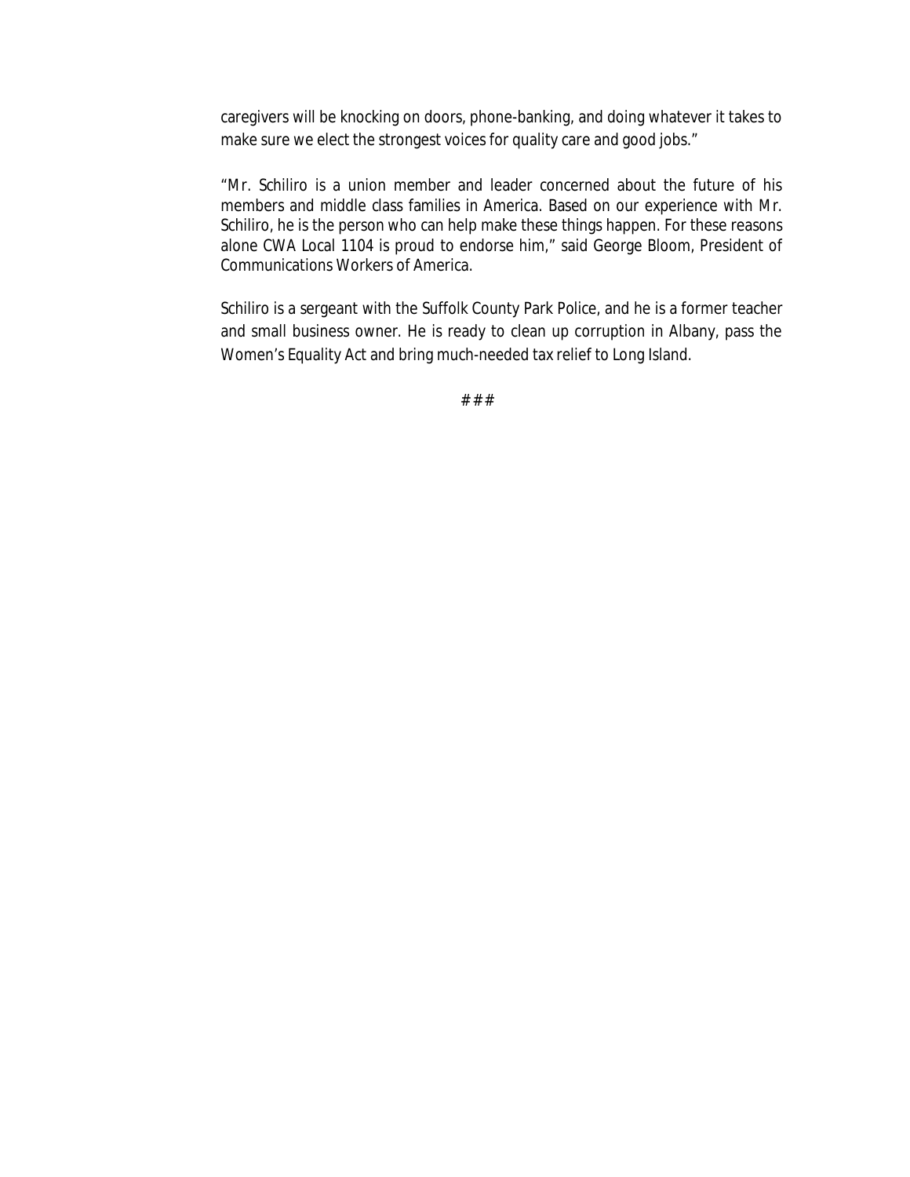caregivers will be knocking on doors, phone-banking, and doing whatever it takes to make sure we elect the strongest voices for quality care and good jobs."

"Mr. Schiliro is a union member and leader concerned about the future of his members and middle class families in America. Based on our experience with Mr. Schiliro, he is the person who can help make these things happen. For these reasons alone CWA Local 1104 is proud to endorse him," said George Bloom, President of Communications Workers of America.

Schiliro is a sergeant with the Suffolk County Park Police, and he is a former teacher and small business owner. He is ready to clean up corruption in Albany, pass the Women's Equality Act and bring much-needed tax relief to Long Island.

###